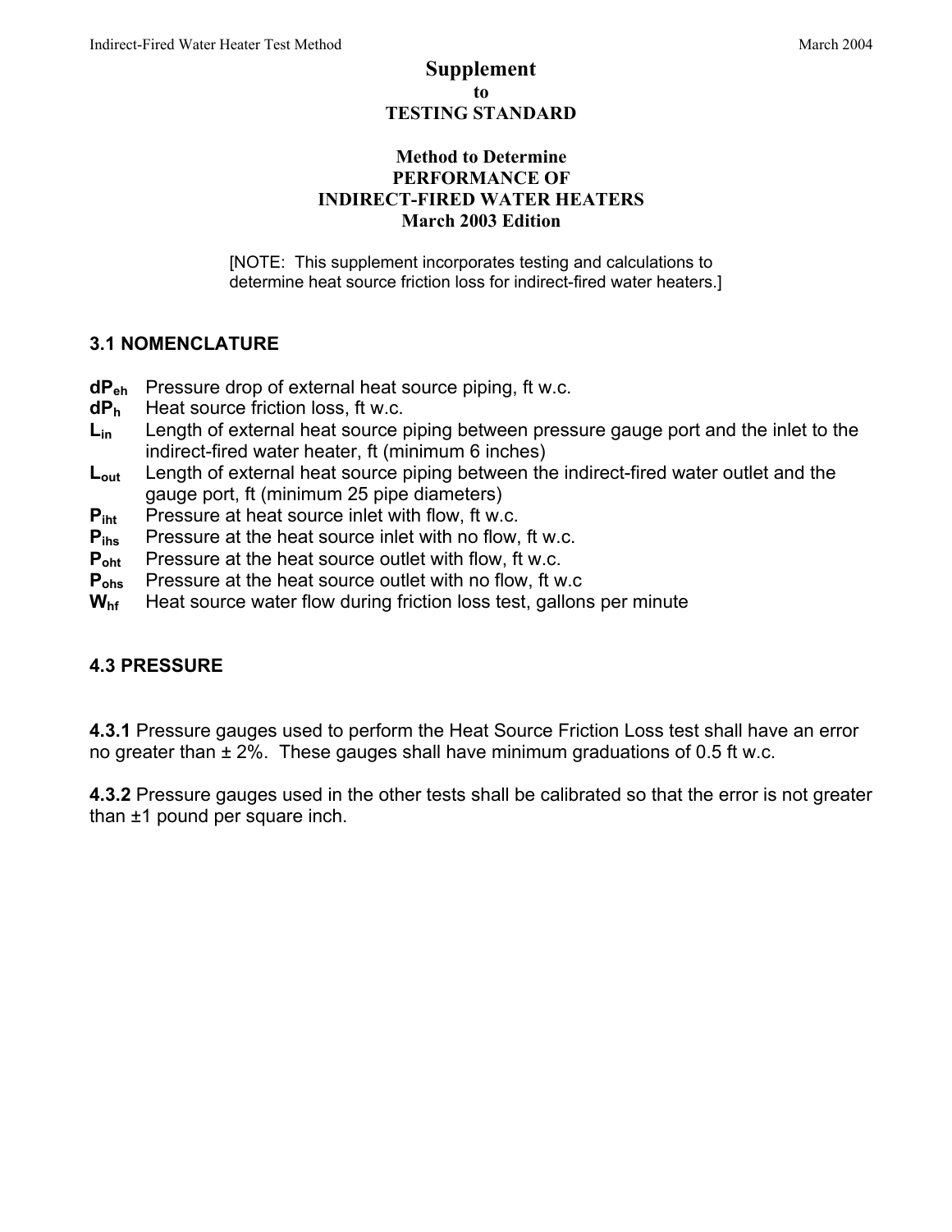# Supplement

to

**TESTING STANDARD**

**Method to Determine**
**PERFORMANCE OF**
**INDIRECT-FIRED WATER HEATERS**
**March 2003 Edition**

[NOTE: This supplement incorporates testing and calculations to determine heat source friction loss for indirect-fired water heaters.]

## 3.1 NOMENCLATURE

- $dP_{eh}$ Pressure drop of external heat source piping, ft w.c.
- $dP_h$ Heat source friction loss, ft w.c.
- $L_{in}$ Length of external heat source piping between pressure gauge port and the inlet to the indirect-fired water heater, ft (minimum 6 inches)
- $L_{out}$ Length of external heat source piping between the indirect-fired water outlet and the gauge port, ft (minimum 25 pipe diameters)
- $P_{iht}$ Pressure at heat source inlet with flow, ft w.c.
- $P_{ihs}$ Pressure at the heat source inlet with no flow, ft w.c.
- $P_{oht}$ Pressure at the heat source outlet with flow, ft w.c.
- $P_{ohs}$ Pressure at the heat source outlet with no flow, ft w.c
- $W_{hf}$ Heat source water flow during friction loss test, gallons per minute

## 4.3 PRESSURE

**4.3.1** Pressure gauges used to perform the Heat Source Friction Loss test shall have an error no greater than ± 2%. These gauges shall have minimum graduations of 0.5 ft w.c.

**4.3.2** Pressure gauges used in the other tests shall be calibrated so that the error is not greater than ±1 pound per square inch.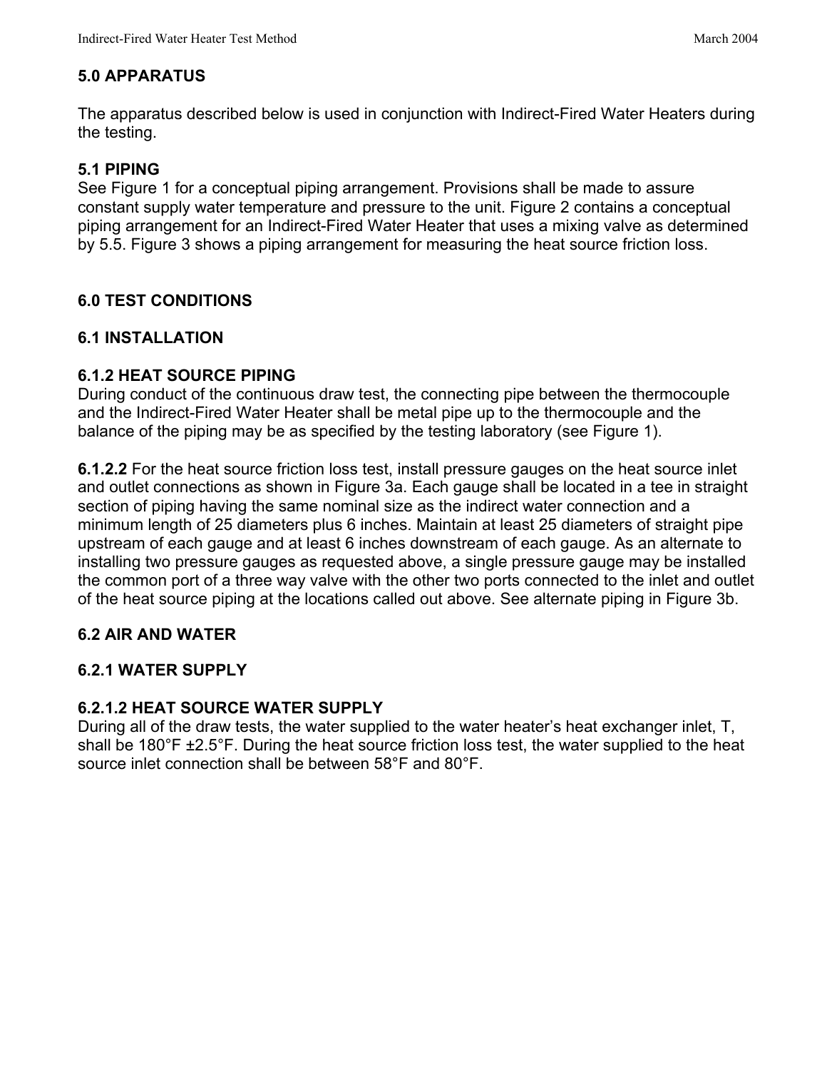## 5.0 APPARATUS

The apparatus described below is used in conjunction with Indirect-Fired Water Heaters during the testing.

### 5.1 PIPING

See Figure 1 for a conceptual piping arrangement. Provisions shall be made to assure constant supply water temperature and pressure to the unit. Figure 2 contains a conceptual piping arrangement for an Indirect-Fired Water Heater that uses a mixing valve as determined by 5.5. Figure 3 shows a piping arrangement for measuring the heat source friction loss.

## 6.0 TEST CONDITIONS

### 6.1 INSTALLATION

#### 6.1.2 HEAT SOURCE PIPING

During conduct of the continuous draw test, the connecting pipe between the thermocouple and the Indirect-Fired Water Heater shall be metal pipe up to the thermocouple and the balance of the piping may be as specified by the testing laboratory (see Figure 1).

**6.1.2.2** For the heat source friction loss test, install pressure gauges on the heat source inlet and outlet connections as shown in Figure 3a. Each gauge shall be located in a tee in straight section of piping having the same nominal size as the indirect water connection and a minimum length of 25 diameters plus 6 inches. Maintain at least 25 diameters of straight pipe upstream of each gauge and at least 6 inches downstream of each gauge. As an alternate to installing two pressure gauges as requested above, a single pressure gauge may be installed the common port of a three way valve with the other two ports connected to the inlet and outlet of the heat source piping at the locations called out above. See alternate piping in Figure 3b.

### 6.2 AIR AND WATER

#### 6.2.1 WATER SUPPLY

#### 6.2.1.2 HEAT SOURCE WATER SUPPLY

During all of the draw tests, the water supplied to the water heater's heat exchanger inlet, T, shall be 180°F ±2.5°F. During the heat source friction loss test, the water supplied to the heat source inlet connection shall be between 58°F and 80°F.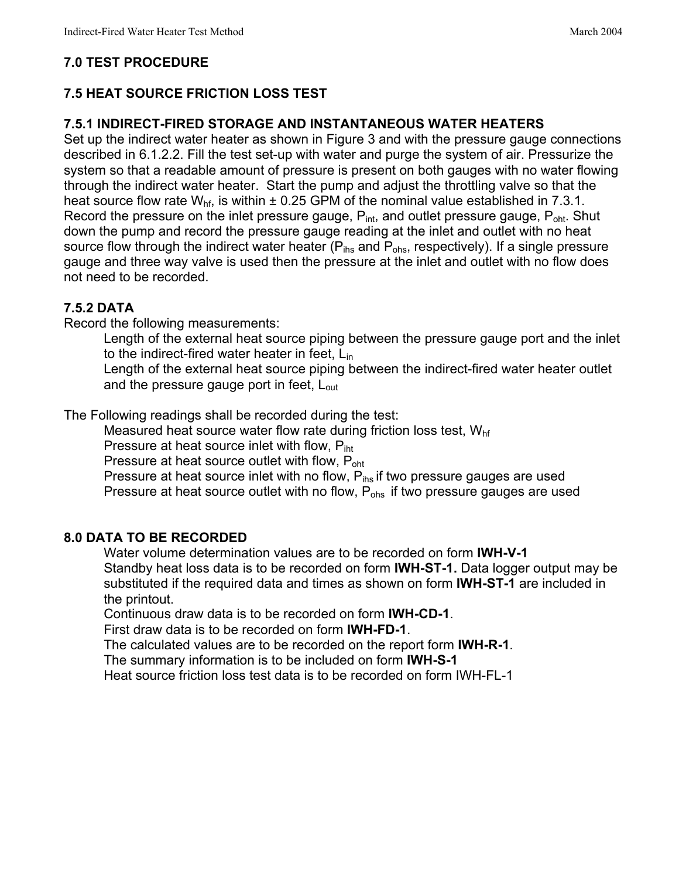## 7.0 TEST PROCEDURE

### 7.5 HEAT SOURCE FRICTION LOSS TEST

#### 7.5.1 INDIRECT-FIRED STORAGE AND INSTANTANEOUS WATER HEATERS

Set up the indirect water heater as shown in Figure 3 and with the pressure gauge connections described in 6.1.2.2. Fill the test set-up with water and purge the system of air. Pressurize the system so that a readable amount of pressure is present on both gauges with no water flowing through the indirect water heater. Start the pump and adjust the throttling valve so that the heat source flow rate $W_{hf}$, is within ± 0.25 GPM of the nominal value established in 7.3.1. Record the pressure on the inlet pressure gauge, $P_{int}$, and outlet pressure gauge, $P_{oht}$. Shut down the pump and record the pressure gauge reading at the inlet and outlet with no heat source flow through the indirect water heater ($P_{ihs}$ and $P_{ohs}$, respectively). If a single pressure gauge and three way valve is used then the pressure at the inlet and outlet with no flow does not need to be recorded.

#### 7.5.2 DATA

Record the following measurements:

- Length of the external heat source piping between the pressure gauge port and the inlet to the indirect-fired water heater in feet, $L_{in}$
- Length of the external heat source piping between the indirect-fired water heater outlet and the pressure gauge port in feet, $L_{out}$

The Following readings shall be recorded during the test:

- Measured heat source water flow rate during friction loss test, $W_{hf}$
- Pressure at heat source inlet with flow, $P_{iht}$
- Pressure at heat source outlet with flow, $P_{oht}$
- Pressure at heat source inlet with no flow, $P_{ihs}$ if two pressure gauges are used
- Pressure at heat source outlet with no flow, $P_{ohs}$ if two pressure gauges are used

## 8.0 DATA TO BE RECORDED

- Water volume determination values are to be recorded on form **IWH-V-1**
- Standby heat loss data is to be recorded on form **IWH-ST-1.** Data logger output may be substituted if the required data and times as shown on form **IWH-ST-1** are included in the printout.
- Continuous draw data is to be recorded on form **IWH-CD-1**.
- First draw data is to be recorded on form **IWH-FD-1**.
- The calculated values are to be recorded on the report form **IWH-R-1**.
- The summary information is to be included on form **IWH-S-1**
- Heat source friction loss test data is to be recorded on form IWH-FL-1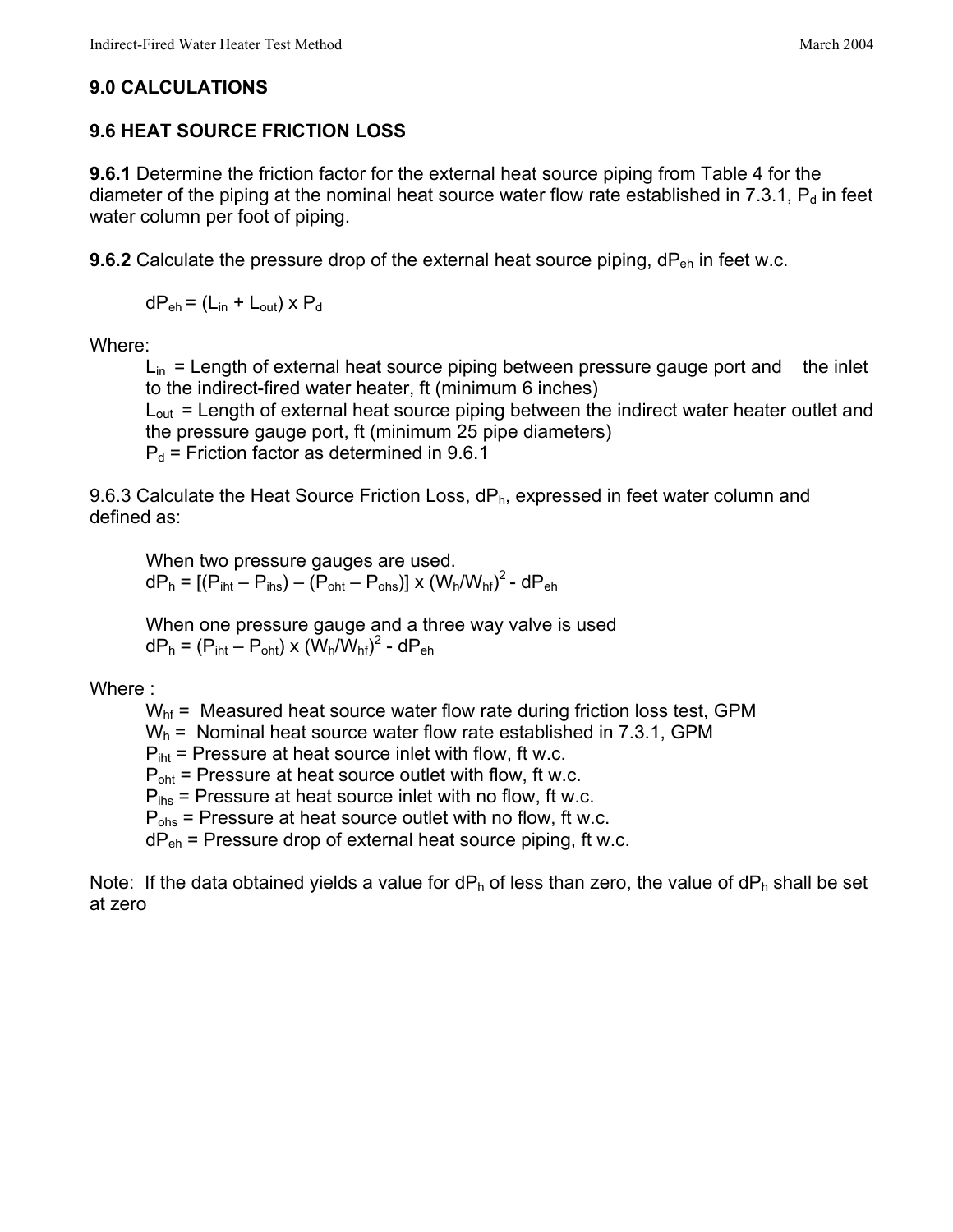## 9.0 CALCULATIONS

### 9.6 HEAT SOURCE FRICTION LOSS

**9.6.1** Determine the friction factor for the external heat source piping from Table 4 for the diameter of the piping at the nominal heat source water flow rate established in 7.3.1, $P_d$ in feet water column per foot of piping.

**9.6.2** Calculate the pressure drop of the external heat source piping, $dP_{eh}$ in feet w.c.

$$dP_{eh} = (L_{in} + L_{out}) \times P_d$$

Where:

$L_{in}$ = Length of external heat source piping between pressure gauge port and the inlet to the indirect-fired water heater, ft (minimum 6 inches)
$L_{out}$ = Length of external heat source piping between the indirect water heater outlet and the pressure gauge port, ft (minimum 25 pipe diameters)
$P_d$ = Friction factor as determined in 9.6.1

9.6.3 Calculate the Heat Source Friction Loss, $dP_h$, expressed in feet water column and defined as:

When two pressure gauges are used.

$$dP_h = [(P_{iht} - P_{ihs}) - (P_{oht} - P_{ohs})] \times (W_h/W_{hf})^2 - dP_{eh}$$

When one pressure gauge and a three way valve is used

$$dP_h = (P_{iht} - P_{oht}) \times (W_h/W_{hf})^2 - dP_{eh}$$

Where :

$W_{hf}$ = Measured heat source water flow rate during friction loss test, GPM
$W_h$ = Nominal heat source water flow rate established in 7.3.1, GPM
$P_{iht}$ = Pressure at heat source inlet with flow, ft w.c.
$P_{oht}$ = Pressure at heat source outlet with flow, ft w.c.
$P_{ihs}$ = Pressure at heat source inlet with no flow, ft w.c.
$P_{ohs}$ = Pressure at heat source outlet with no flow, ft w.c.
$dP_{eh}$ = Pressure drop of external heat source piping, ft w.c.

Note: If the data obtained yields a value for $dP_h$ of less than zero, the value of $dP_h$ shall be set at zero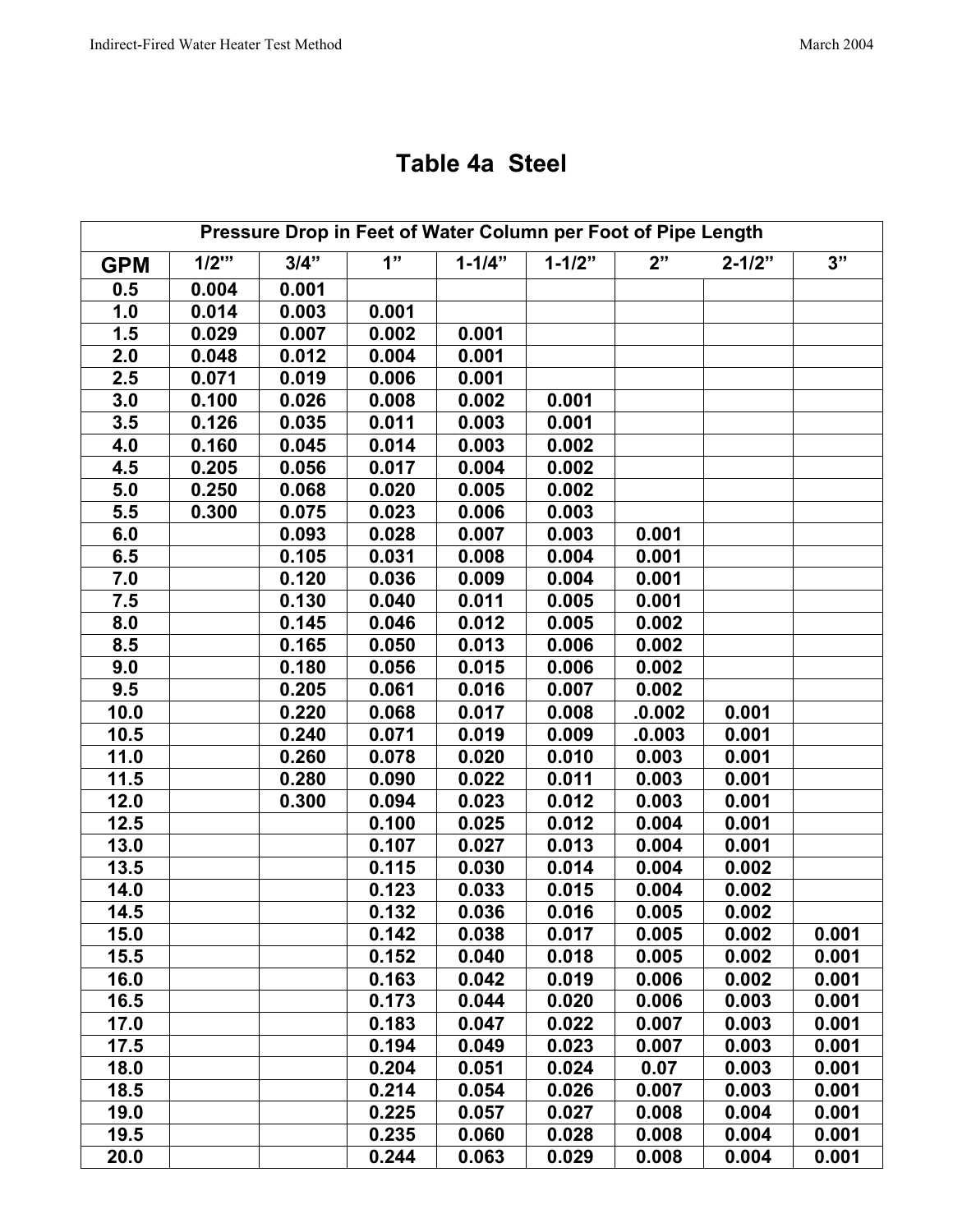# Table 4a  Steel

| Pressure Drop in Feet of Water Column per Foot of Pipe Length | | | | | | | | |
|---|---|---|---|---|---|---|---|---|
| **GPM** | **1/2'"** | **3/4"** | **1"** | **1-1/4"** | **1-1/2"** | **2"** | **2-1/2"** | **3"** |
| 0.5 | 0.004 | 0.001 | | | | | | |
| 1.0 | 0.014 | 0.003 | 0.001 | | | | | |
| 1.5 | 0.029 | 0.007 | 0.002 | 0.001 | | | | |
| 2.0 | 0.048 | 0.012 | 0.004 | 0.001 | | | | |
| 2.5 | 0.071 | 0.019 | 0.006 | 0.001 | | | | |
| 3.0 | 0.100 | 0.026 | 0.008 | 0.002 | 0.001 | | | |
| 3.5 | 0.126 | 0.035 | 0.011 | 0.003 | 0.001 | | | |
| 4.0 | 0.160 | 0.045 | 0.014 | 0.003 | 0.002 | | | |
| 4.5 | 0.205 | 0.056 | 0.017 | 0.004 | 0.002 | | | |
| 5.0 | 0.250 | 0.068 | 0.020 | 0.005 | 0.002 | | | |
| 5.5 | 0.300 | 0.075 | 0.023 | 0.006 | 0.003 | | | |
| 6.0 | | 0.093 | 0.028 | 0.007 | 0.003 | 0.001 | | |
| 6.5 | | 0.105 | 0.031 | 0.008 | 0.004 | 0.001 | | |
| 7.0 | | 0.120 | 0.036 | 0.009 | 0.004 | 0.001 | | |
| 7.5 | | 0.130 | 0.040 | 0.011 | 0.005 | 0.001 | | |
| 8.0 | | 0.145 | 0.046 | 0.012 | 0.005 | 0.002 | | |
| 8.5 | | 0.165 | 0.050 | 0.013 | 0.006 | 0.002 | | |
| 9.0 | | 0.180 | 0.056 | 0.015 | 0.006 | 0.002 | | |
| 9.5 | | 0.205 | 0.061 | 0.016 | 0.007 | 0.002 | | |
| 10.0 | | 0.220 | 0.068 | 0.017 | 0.008 | .0.002 | 0.001 | |
| 10.5 | | 0.240 | 0.071 | 0.019 | 0.009 | .0.003 | 0.001 | |
| 11.0 | | 0.260 | 0.078 | 0.020 | 0.010 | 0.003 | 0.001 | |
| 11.5 | | 0.280 | 0.090 | 0.022 | 0.011 | 0.003 | 0.001 | |
| 12.0 | | 0.300 | 0.094 | 0.023 | 0.012 | 0.003 | 0.001 | |
| 12.5 | | | 0.100 | 0.025 | 0.012 | 0.004 | 0.001 | |
| 13.0 | | | 0.107 | 0.027 | 0.013 | 0.004 | 0.001 | |
| 13.5 | | | 0.115 | 0.030 | 0.014 | 0.004 | 0.002 | |
| 14.0 | | | 0.123 | 0.033 | 0.015 | 0.004 | 0.002 | |
| 14.5 | | | 0.132 | 0.036 | 0.016 | 0.005 | 0.002 | |
| 15.0 | | | 0.142 | 0.038 | 0.017 | 0.005 | 0.002 | 0.001 |
| 15.5 | | | 0.152 | 0.040 | 0.018 | 0.005 | 0.002 | 0.001 |
| 16.0 | | | 0.163 | 0.042 | 0.019 | 0.006 | 0.002 | 0.001 |
| 16.5 | | | 0.173 | 0.044 | 0.020 | 0.006 | 0.003 | 0.001 |
| 17.0 | | | 0.183 | 0.047 | 0.022 | 0.007 | 0.003 | 0.001 |
| 17.5 | | | 0.194 | 0.049 | 0.023 | 0.007 | 0.003 | 0.001 |
| 18.0 | | | 0.204 | 0.051 | 0.024 | 0.07 | 0.003 | 0.001 |
| 18.5 | | | 0.214 | 0.054 | 0.026 | 0.007 | 0.003 | 0.001 |
| 19.0 | | | 0.225 | 0.057 | 0.027 | 0.008 | 0.004 | 0.001 |
| 19.5 | | | 0.235 | 0.060 | 0.028 | 0.008 | 0.004 | 0.001 |
| 20.0 | | | 0.244 | 0.063 | 0.029 | 0.008 | 0.004 | 0.001 |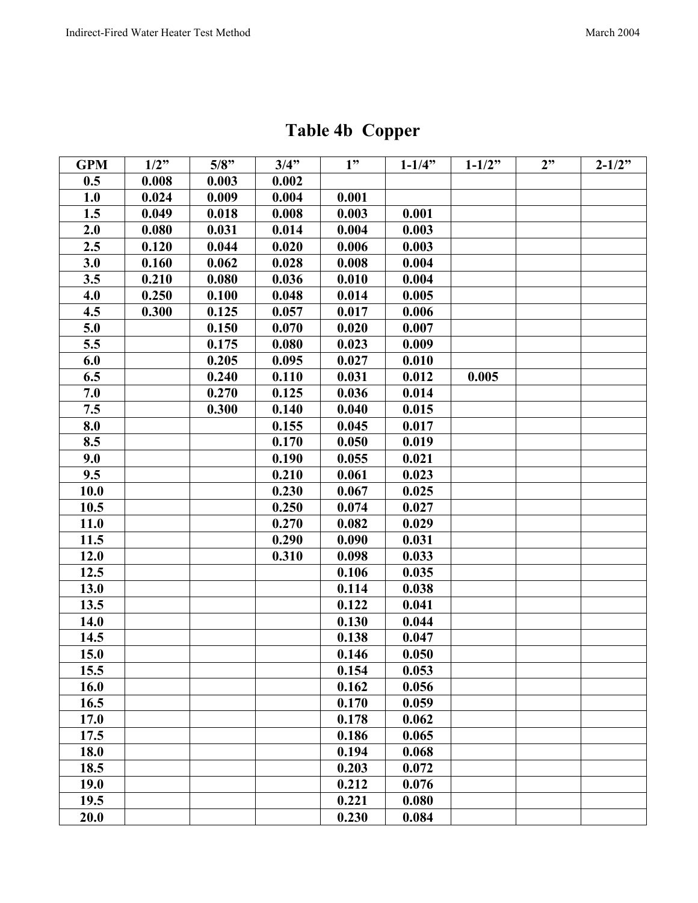# Table 4b Copper

| GPM | 1/2" | 5/8" | 3/4" | 1" | 1-1/4" | 1-1/2" | 2" | 2-1/2" |
|---|---|---|---|---|---|---|---|---|
| 0.5 | 0.008 | 0.003 | 0.002 | | | | | |
| 1.0 | 0.024 | 0.009 | 0.004 | 0.001 | | | | |
| 1.5 | 0.049 | 0.018 | 0.008 | 0.003 | 0.001 | | | |
| 2.0 | 0.080 | 0.031 | 0.014 | 0.004 | 0.003 | | | |
| 2.5 | 0.120 | 0.044 | 0.020 | 0.006 | 0.003 | | | |
| 3.0 | 0.160 | 0.062 | 0.028 | 0.008 | 0.004 | | | |
| 3.5 | 0.210 | 0.080 | 0.036 | 0.010 | 0.004 | | | |
| 4.0 | 0.250 | 0.100 | 0.048 | 0.014 | 0.005 | | | |
| 4.5 | 0.300 | 0.125 | 0.057 | 0.017 | 0.006 | | | |
| 5.0 | | 0.150 | 0.070 | 0.020 | 0.007 | | | |
| 5.5 | | 0.175 | 0.080 | 0.023 | 0.009 | | | |
| 6.0 | | 0.205 | 0.095 | 0.027 | 0.010 | | | |
| 6.5 | | 0.240 | 0.110 | 0.031 | 0.012 | 0.005 | | |
| 7.0 | | 0.270 | 0.125 | 0.036 | 0.014 | | | |
| 7.5 | | 0.300 | 0.140 | 0.040 | 0.015 | | | |
| 8.0 | | | 0.155 | 0.045 | 0.017 | | | |
| 8.5 | | | 0.170 | 0.050 | 0.019 | | | |
| 9.0 | | | 0.190 | 0.055 | 0.021 | | | |
| 9.5 | | | 0.210 | 0.061 | 0.023 | | | |
| 10.0 | | | 0.230 | 0.067 | 0.025 | | | |
| 10.5 | | | 0.250 | 0.074 | 0.027 | | | |
| 11.0 | | | 0.270 | 0.082 | 0.029 | | | |
| 11.5 | | | 0.290 | 0.090 | 0.031 | | | |
| 12.0 | | | 0.310 | 0.098 | 0.033 | | | |
| 12.5 | | | | 0.106 | 0.035 | | | |
| 13.0 | | | | 0.114 | 0.038 | | | |
| 13.5 | | | | 0.122 | 0.041 | | | |
| 14.0 | | | | 0.130 | 0.044 | | | |
| 14.5 | | | | 0.138 | 0.047 | | | |
| 15.0 | | | | 0.146 | 0.050 | | | |
| 15.5 | | | | 0.154 | 0.053 | | | |
| 16.0 | | | | 0.162 | 0.056 | | | |
| 16.5 | | | | 0.170 | 0.059 | | | |
| 17.0 | | | | 0.178 | 0.062 | | | |
| 17.5 | | | | 0.186 | 0.065 | | | |
| 18.0 | | | | 0.194 | 0.068 | | | |
| 18.5 | | | | 0.203 | 0.072 | | | |
| 19.0 | | | | 0.212 | 0.076 | | | |
| 19.5 | | | | 0.221 | 0.080 | | | |
| 20.0 | | | | 0.230 | 0.084 | | | |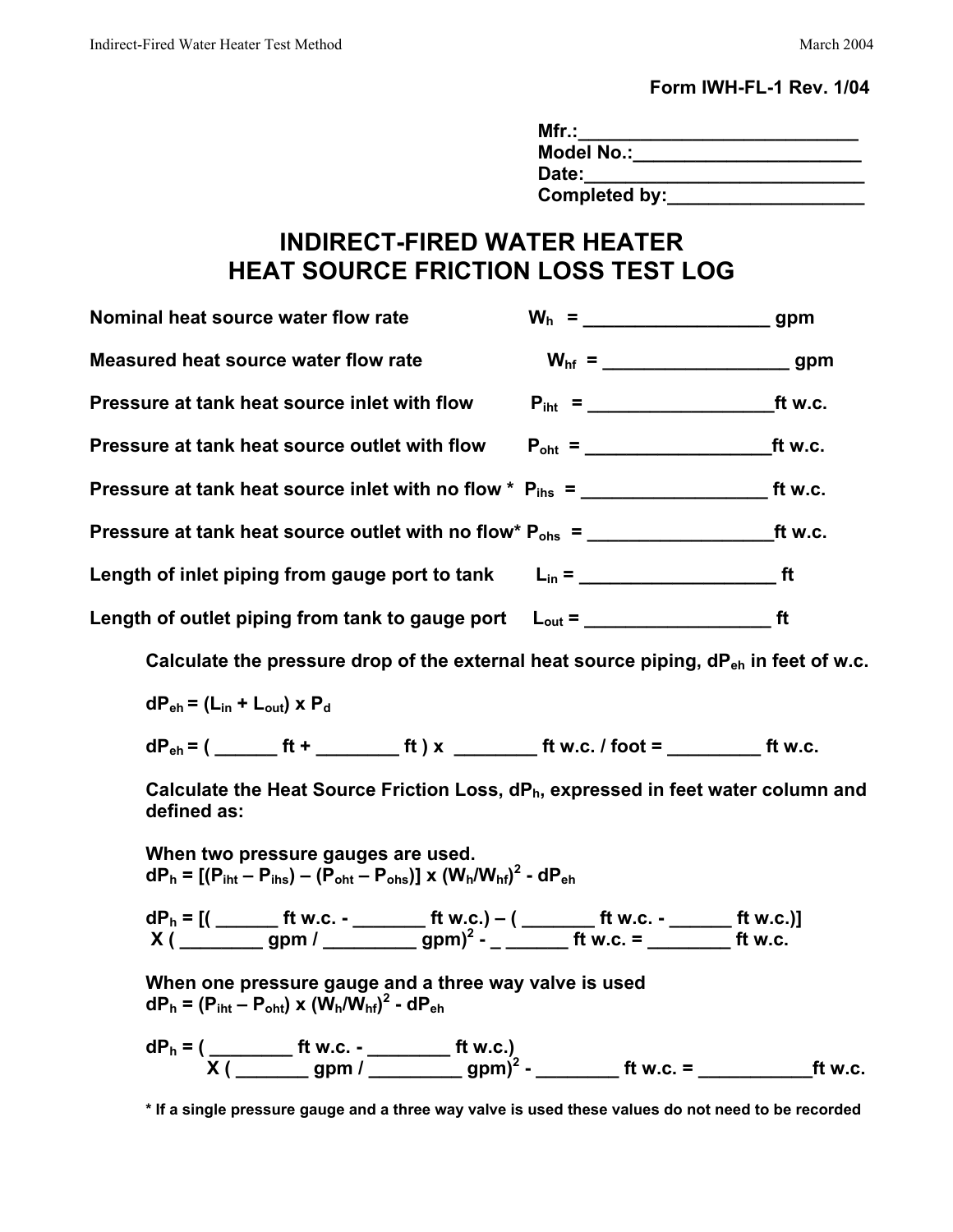**Form IWH-FL-1 Rev. 1/04**

**Mfr.:___________________________**
**Model No.:______________________**
**Date:___________________________**
**Completed by:___________________**

# INDIRECT-FIRED WATER HEATER
# HEAT SOURCE FRICTION LOSS TEST LOG

**Nominal heat source water flow rate** $W_h$ = __________________ gpm

**Measured heat source water flow rate** $W_{hf}$ = __________________ gpm

**Pressure at tank heat source inlet with flow** $P_{iht}$ = __________________ft w.c.

**Pressure at tank heat source outlet with flow** $P_{oht}$ = __________________ft w.c.

**Pressure at tank heat source inlet with no flow *** $P_{ihs}$ = __________________ ft w.c.

**Pressure at tank heat source outlet with no flow*** $P_{ohs}$ = __________________ft w.c.

**Length of inlet piping from gauge port to tank** $L_{in}$ = ___________________ ft

**Length of outlet piping from tank to gauge port** $L_{out}$ = __________________ ft

**Calculate the pressure drop of the external heat source piping, $dP_{eh}$ in feet of w.c.**

$$dP_{eh} = (L_{in} + L_{out}) \times P_d$$

**$dP_{eh}$ = ( ______ ft + ________ ft ) x ________ ft w.c. / foot = _________ ft w.c.**

**Calculate the Heat Source Friction Loss, $dP_h$, expressed in feet water column and defined as:**

**When two pressure gauges are used.**

$$dP_h = [(P_{iht} - P_{ihs}) - (P_{oht} - P_{ohs})] \times (W_h/W_{hf})^2 - dP_{eh}$$

**$dP_h$ = [( ______ ft w.c. - _______ ft w.c.) – ( _______ ft w.c. - ______ ft w.c.)] X ( ________ gpm / _________ gpm)$^2$ - _ ______ ft w.c. = ________ ft w.c.**

**When one pressure gauge and a three way valve is used**

$$dP_h = (P_{iht} - P_{oht}) \times (W_h/W_{hf})^2 - dP_{eh}$$

**$dP_h$ = ( ________ ft w.c. - ________ ft w.c.) X ( _______ gpm / _________ gpm)$^2$ - ________ ft w.c. = ___________ft w.c.**

*** If a single pressure gauge and a three way valve is used these values do not need to be recorded**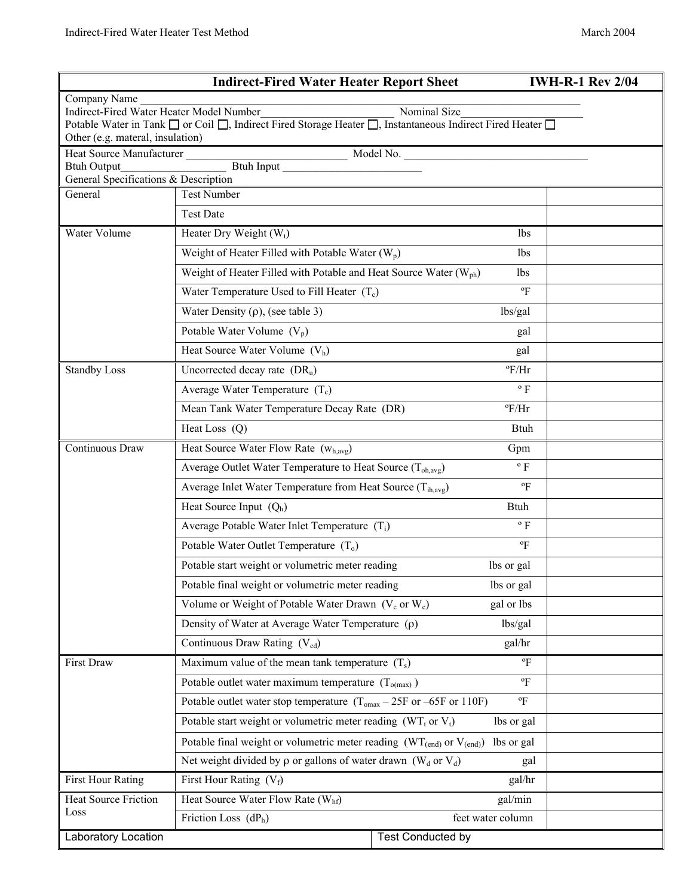## Indirect-Fired Water Heater Report Sheet — IWH-R-1 Rev 2/04

Company Name ______________________________________________________________________

Indirect-Fired Water Heater Model Number________________________ Nominal Size______________________

Potable Water in Tank ☐ or Coil ☐, Indirect Fired Storage Heater ☐, Instantaneous Indirect Fired Heater ☐

Other (e.g. material, insulation)

Heat Source Manufacturer ______________________________ Model No. __________________________________

Btuh Output___________________ Btuh Input _________________________

General Specifications & Description

| Category | Item | Units | Value |
|---|---|---|---|
| General | Test Number | | |
| | Test Date | | |
| Water Volume | Heater Dry Weight ($W_t$) | lbs | |
| | Weight of Heater Filled with Potable Water ($W_p$) | lbs | |
| | Weight of Heater Filled with Potable and Heat Source Water ($W_{ph}$) | lbs | |
| | Water Temperature Used to Fill Heater ($T_c$) | ºF | |
| | Water Density ($\rho$), (see table 3) | lbs/gal | |
| | Potable Water Volume ($V_p$) | gal | |
| | Heat Source Water Volume ($V_h$) | gal | |
| Standby Loss | Uncorrected decay rate ($DR_u$) | ºF/Hr | |
| | Average Water Temperature ($T_c$) | º F | |
| | Mean Tank Water Temperature Decay Rate (DR) | ºF/Hr | |
| | Heat Loss (Q) | Btuh | |
| Continuous Draw | Heat Source Water Flow Rate ($w_{h,avg}$) | Gpm | |
| | Average Outlet Water Temperature to Heat Source ($T_{oh,avg}$) | º F | |
| | Average Inlet Water Temperature from Heat Source ($T_{ih,avg}$) | ºF | |
| | Heat Source Input ($Q_h$) | Btuh | |
| | Average Potable Water Inlet Temperature ($T_i$) | º F | |
| | Potable Water Outlet Temperature ($T_o$) | ºF | |
| | Potable start weight or volumetric meter reading | lbs or gal | |
| | Potable final weight or volumetric meter reading | lbs or gal | |
| | Volume or Weight of Potable Water Drawn ($V_c$ or $W_c$) | gal or lbs | |
| | Density of Water at Average Water Temperature ($\rho$) | lbs/gal | |
| | Continuous Draw Rating ($V_{cd}$) | gal/hr | |
| First Draw | Maximum value of the mean tank temperature ($T_s$) | ºF | |
| | Potable outlet water maximum temperature ($T_{o(max)}$) | ºF | |
| | Potable outlet water stop temperature ($T_{omax}$ – 25F or –65F or 110F) | ºF | |
| | Potable start weight or volumetric meter reading ($WT_t$ or $V_t$) | lbs or gal | |
| | Potable final weight or volumetric meter reading ($WT_{(end)}$ or $V_{(end)}$) | lbs or gal | |
| | Net weight divided by $\rho$ or gallons of water drawn ($W_d$ or $V_d$) | gal | |
| First Hour Rating | First Hour Rating ($V_f$) | gal/hr | |
| Heat Source Friction Loss | Heat Source Water Flow Rate ($W_{hf}$) | gal/min | |
| | Friction Loss ($dP_h$) | feet water column | |

| Laboratory Location | Test Conducted by |
|---|---|
| | |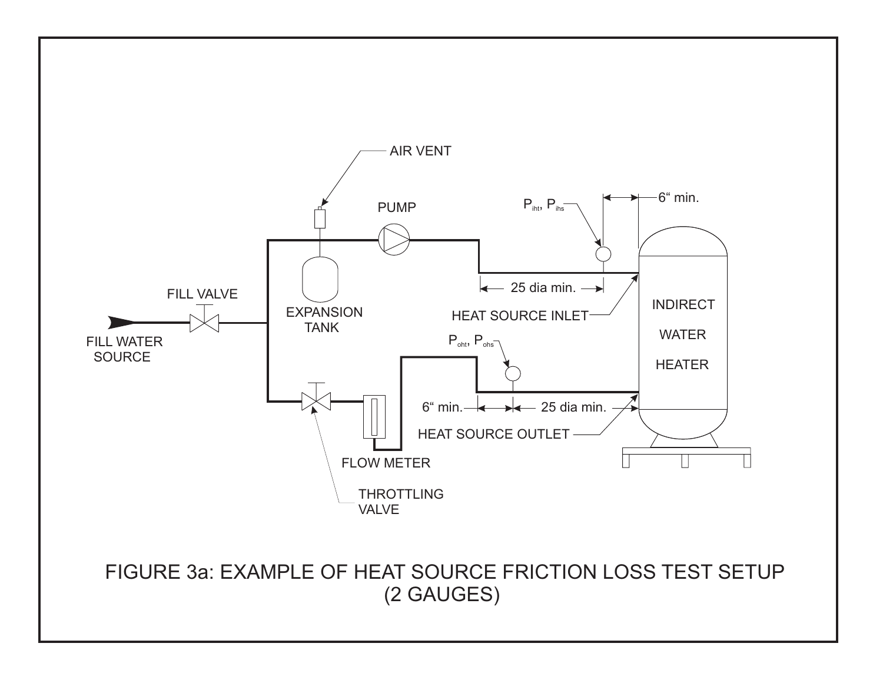AIR VENT

PUMP

$P_{iht}$, $P_{ihs}$

6" min.

25 dia min.

FILL VALVE

EXPANSION TANK

HEAT SOURCE INLET

INDIRECT WATER HEATER

FILL WATER SOURCE

$P_{oht}$, $P_{ohs}$

6" min.

25 dia min.

HEAT SOURCE OUTLET

FLOW METER

THROTTLING VALVE

FIGURE 3a: EXAMPLE OF HEAT SOURCE FRICTION LOSS TEST SETUP (2 GAUGES)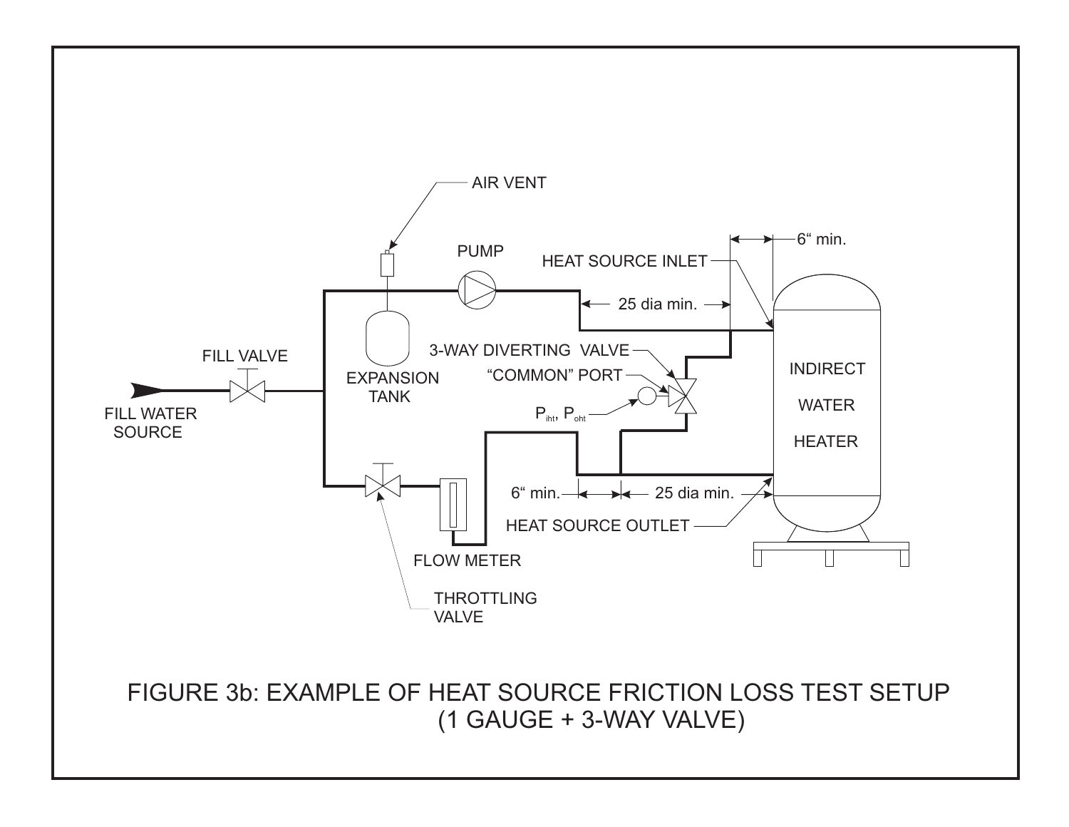AIR VENT

PUMP

HEAT SOURCE INLET

6" min.

25 dia min.

FILL VALVE

3-WAY DIVERTING VALVE

"COMMON" PORT

EXPANSION TANK

INDIRECT WATER HEATER

FILL WATER SOURCE

$P_{iht}$, $P_{oht}$

6" min.

25 dia min.

HEAT SOURCE OUTLET

FLOW METER

THROTTLING VALVE

FIGURE 3b: EXAMPLE OF HEAT SOURCE FRICTION LOSS TEST SETUP (1 GAUGE + 3-WAY VALVE)